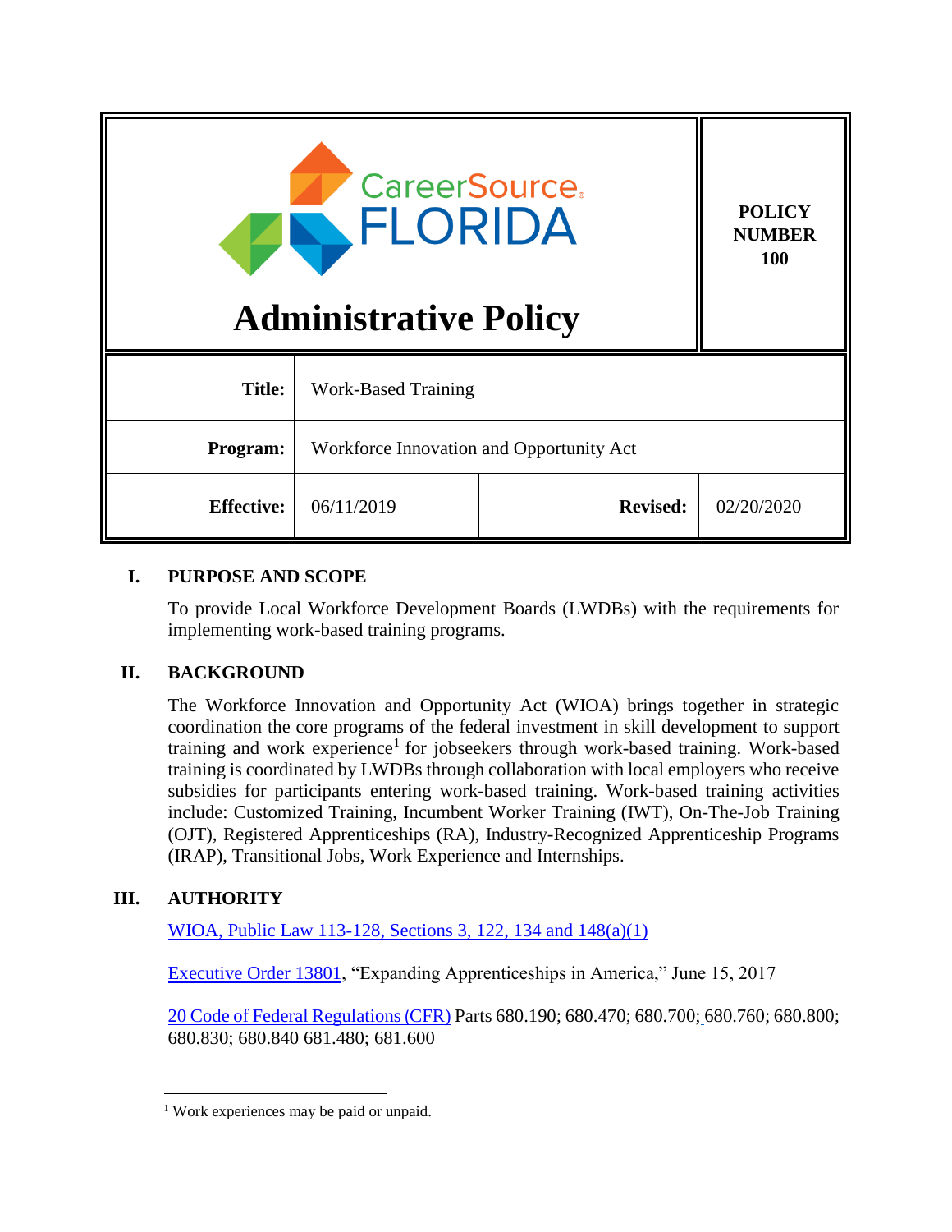CareerSource FLORIDA

# Administrative Policy

**POLICY NUMBER 100**

| | | | |
|---|---|---|---|
| **Title:** | Work-Based Training | | |
| **Program:** | Workforce Innovation and Opportunity Act | | |
| **Effective:** | 06/11/2019 | **Revised:** | 02/20/2020 |

## I. PURPOSE AND SCOPE

To provide Local Workforce Development Boards (LWDBs) with the requirements for implementing work-based training programs.

## II. BACKGROUND

The Workforce Innovation and Opportunity Act (WIOA) brings together in strategic coordination the core programs of the federal investment in skill development to support training and work experience[1] for jobseekers through work-based training. Work-based training is coordinated by LWDBs through collaboration with local employers who receive subsidies for participants entering work-based training. Work-based training activities include: Customized Training, Incumbent Worker Training (IWT), On-The-Job Training (OJT), Registered Apprenticeships (RA), Industry-Recognized Apprenticeship Programs (IRAP), Transitional Jobs, Work Experience and Internships.

## III. AUTHORITY

WIOA, Public Law 113-128, Sections 3, 122, 134 and 148(a)(1)

Executive Order 13801, "Expanding Apprenticeships in America," June 15, 2017

20 Code of Federal Regulations (CFR) Parts 680.190; 680.470; 680.700; 680.760; 680.800; 680.830; 680.840 681.480; 681.600

---

[1] Work experiences may be paid or unpaid.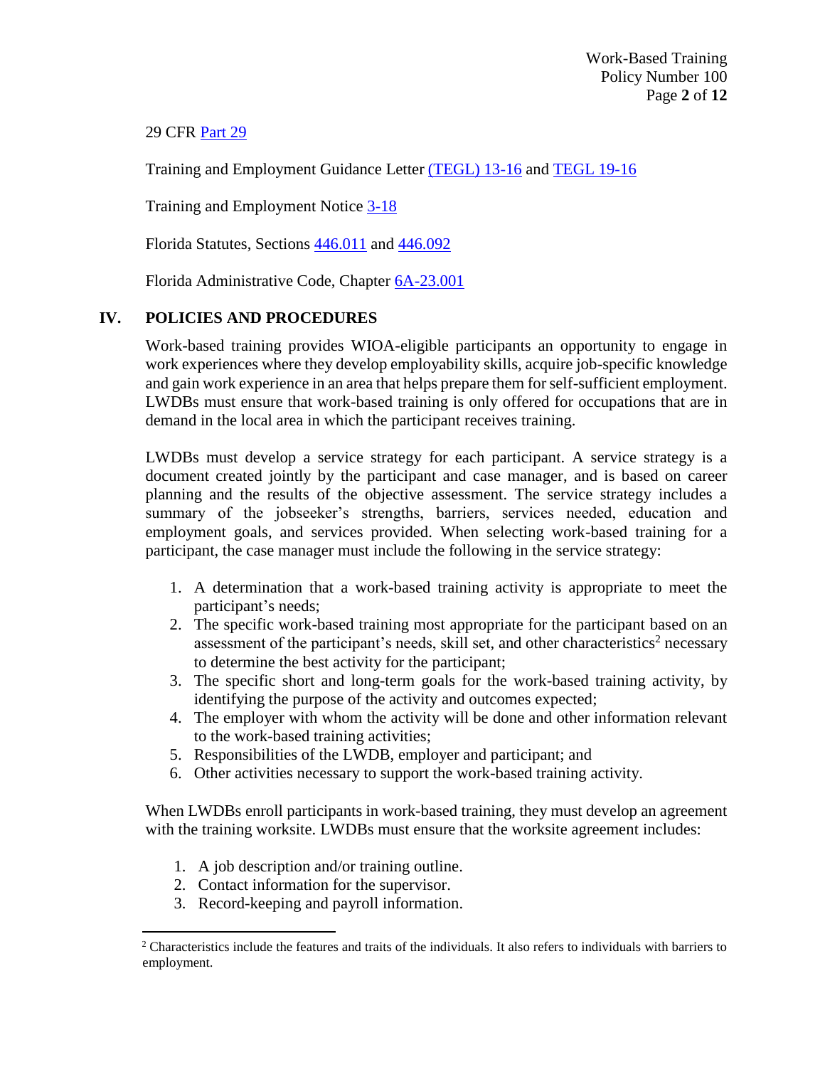29 CFR Part 29

Training and Employment Guidance Letter (TEGL) 13-16 and TEGL 19-16

Training and Employment Notice 3-18

Florida Statutes, Sections 446.011 and 446.092

Florida Administrative Code, Chapter 6A-23.001

## IV. POLICIES AND PROCEDURES

Work-based training provides WIOA-eligible participants an opportunity to engage in work experiences where they develop employability skills, acquire job-specific knowledge and gain work experience in an area that helps prepare them for self-sufficient employment. LWDBs must ensure that work-based training is only offered for occupations that are in demand in the local area in which the participant receives training.

LWDBs must develop a service strategy for each participant. A service strategy is a document created jointly by the participant and case manager, and is based on career planning and the results of the objective assessment. The service strategy includes a summary of the jobseeker's strengths, barriers, services needed, education and employment goals, and services provided. When selecting work-based training for a participant, the case manager must include the following in the service strategy:

1. A determination that a work-based training activity is appropriate to meet the participant's needs;
2. The specific work-based training most appropriate for the participant based on an assessment of the participant's needs, skill set, and other characteristics[2] necessary to determine the best activity for the participant;
3. The specific short and long-term goals for the work-based training activity, by identifying the purpose of the activity and outcomes expected;
4. The employer with whom the activity will be done and other information relevant to the work-based training activities;
5. Responsibilities of the LWDB, employer and participant; and
6. Other activities necessary to support the work-based training activity.

When LWDBs enroll participants in work-based training, they must develop an agreement with the training worksite. LWDBs must ensure that the worksite agreement includes:

1. A job description and/or training outline.
2. Contact information for the supervisor.
3. Record-keeping and payroll information.

---

[2] Characteristics include the features and traits of the individuals. It also refers to individuals with barriers to employment.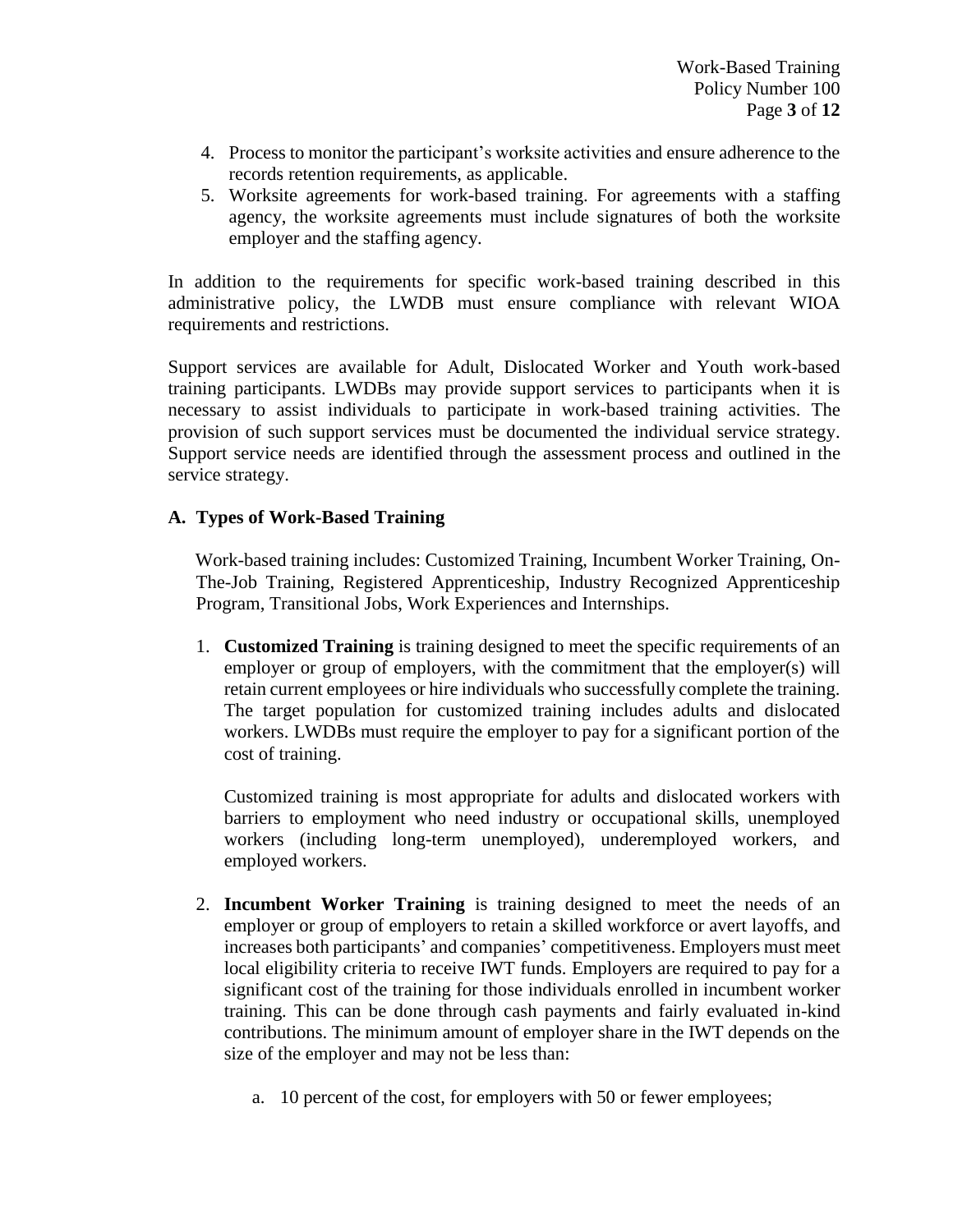4. Process to monitor the participant's worksite activities and ensure adherence to the records retention requirements, as applicable.
5. Worksite agreements for work-based training. For agreements with a staffing agency, the worksite agreements must include signatures of both the worksite employer and the staffing agency.

In addition to the requirements for specific work-based training described in this administrative policy, the LWDB must ensure compliance with relevant WIOA requirements and restrictions.

Support services are available for Adult, Dislocated Worker and Youth work-based training participants. LWDBs may provide support services to participants when it is necessary to assist individuals to participate in work-based training activities. The provision of such support services must be documented the individual service strategy. Support service needs are identified through the assessment process and outlined in the service strategy.

### A. Types of Work-Based Training

Work-based training includes: Customized Training, Incumbent Worker Training, On-The-Job Training, Registered Apprenticeship, Industry Recognized Apprenticeship Program, Transitional Jobs, Work Experiences and Internships.

1. **Customized Training** is training designed to meet the specific requirements of an employer or group of employers, with the commitment that the employer(s) will retain current employees or hire individuals who successfully complete the training. The target population for customized training includes adults and dislocated workers. LWDBs must require the employer to pay for a significant portion of the cost of training.

   Customized training is most appropriate for adults and dislocated workers with barriers to employment who need industry or occupational skills, unemployed workers (including long-term unemployed), underemployed workers, and employed workers.

2. **Incumbent Worker Training** is training designed to meet the needs of an employer or group of employers to retain a skilled workforce or avert layoffs, and increases both participants' and companies' competitiveness. Employers must meet local eligibility criteria to receive IWT funds. Employers are required to pay for a significant cost of the training for those individuals enrolled in incumbent worker training. This can be done through cash payments and fairly evaluated in-kind contributions. The minimum amount of employer share in the IWT depends on the size of the employer and may not be less than:

   a. 10 percent of the cost, for employers with 50 or fewer employees;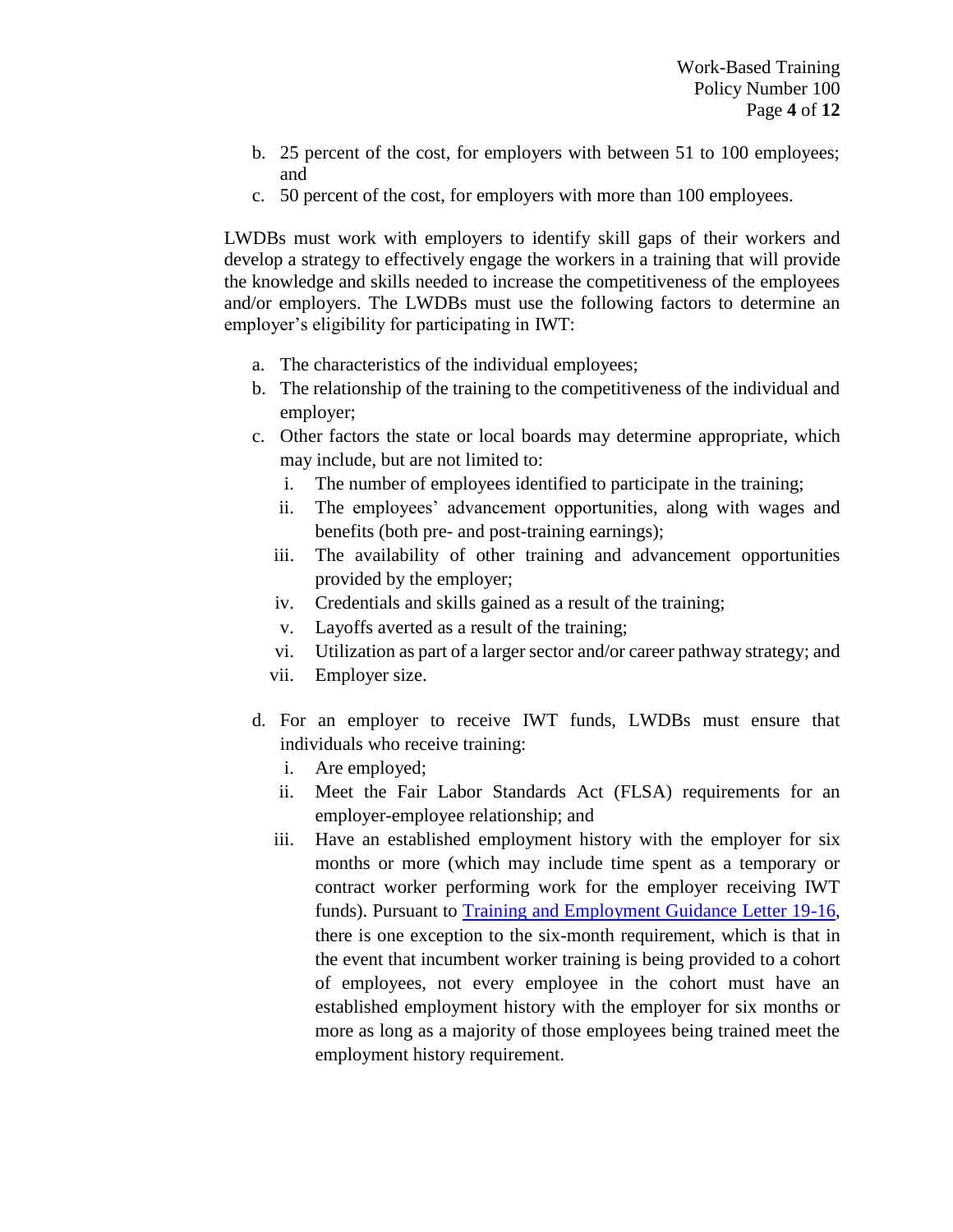b. 25 percent of the cost, for employers with between 51 to 100 employees; and
c. 50 percent of the cost, for employers with more than 100 employees.

LWDBs must work with employers to identify skill gaps of their workers and develop a strategy to effectively engage the workers in a training that will provide the knowledge and skills needed to increase the competitiveness of the employees and/or employers. The LWDBs must use the following factors to determine an employer's eligibility for participating in IWT:

a. The characteristics of the individual employees;
b. The relationship of the training to the competitiveness of the individual and employer;
c. Other factors the state or local boards may determine appropriate, which may include, but are not limited to:
   i. The number of employees identified to participate in the training;
   ii. The employees' advancement opportunities, along with wages and benefits (both pre- and post-training earnings);
   iii. The availability of other training and advancement opportunities provided by the employer;
   iv. Credentials and skills gained as a result of the training;
   v. Layoffs averted as a result of the training;
   vi. Utilization as part of a larger sector and/or career pathway strategy; and
   vii. Employer size.

d. For an employer to receive IWT funds, LWDBs must ensure that individuals who receive training:
   i. Are employed;
   ii. Meet the Fair Labor Standards Act (FLSA) requirements for an employer-employee relationship; and
   iii. Have an established employment history with the employer for six months or more (which may include time spent as a temporary or contract worker performing work for the employer receiving IWT funds). Pursuant to Training and Employment Guidance Letter 19-16, there is one exception to the six-month requirement, which is that in the event that incumbent worker training is being provided to a cohort of employees, not every employee in the cohort must have an established employment history with the employer for six months or more as long as a majority of those employees being trained meet the employment history requirement.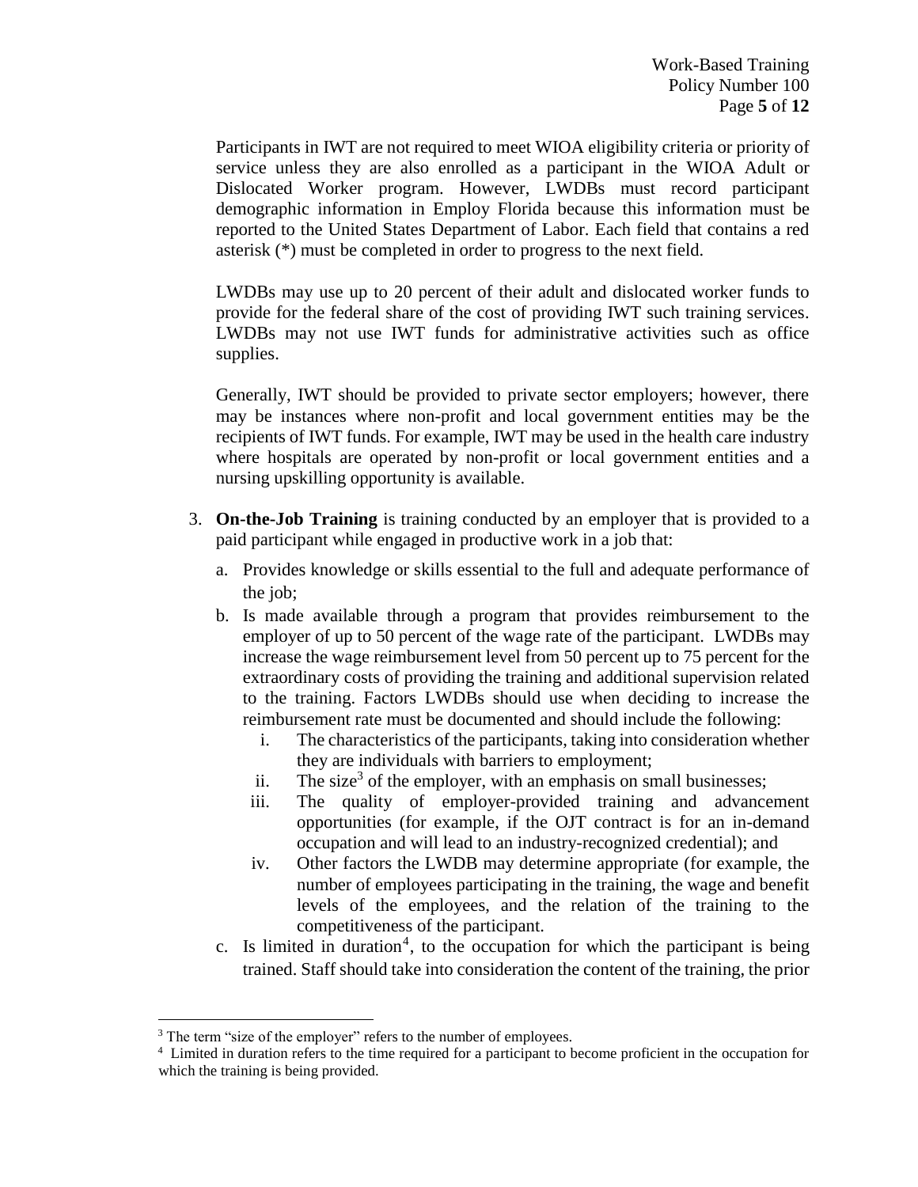Participants in IWT are not required to meet WIOA eligibility criteria or priority of service unless they are also enrolled as a participant in the WIOA Adult or Dislocated Worker program. However, LWDBs must record participant demographic information in Employ Florida because this information must be reported to the United States Department of Labor. Each field that contains a red asterisk (*) must be completed in order to progress to the next field.

LWDBs may use up to 20 percent of their adult and dislocated worker funds to provide for the federal share of the cost of providing IWT such training services. LWDBs may not use IWT funds for administrative activities such as office supplies.

Generally, IWT should be provided to private sector employers; however, there may be instances where non-profit and local government entities may be the recipients of IWT funds. For example, IWT may be used in the health care industry where hospitals are operated by non-profit or local government entities and a nursing upskilling opportunity is available.

3. **On-the-Job Training** is training conducted by an employer that is provided to a paid participant while engaged in productive work in a job that:
   a. Provides knowledge or skills essential to the full and adequate performance of the job;
   b. Is made available through a program that provides reimbursement to the employer of up to 50 percent of the wage rate of the participant. LWDBs may increase the wage reimbursement level from 50 percent up to 75 percent for the extraordinary costs of providing the training and additional supervision related to the training. Factors LWDBs should use when deciding to increase the reimbursement rate must be documented and should include the following:
      i. The characteristics of the participants, taking into consideration whether they are individuals with barriers to employment;
      ii. The size[3] of the employer, with an emphasis on small businesses;
      iii. The quality of employer-provided training and advancement opportunities (for example, if the OJT contract is for an in-demand occupation and will lead to an industry-recognized credential); and
      iv. Other factors the LWDB may determine appropriate (for example, the number of employees participating in the training, the wage and benefit levels of the employees, and the relation of the training to the competitiveness of the participant.
   c. Is limited in duration[4], to the occupation for which the participant is being trained. Staff should take into consideration the content of the training, the prior

---

[3] The term "size of the employer" refers to the number of employees.

[4] Limited in duration refers to the time required for a participant to become proficient in the occupation for which the training is being provided.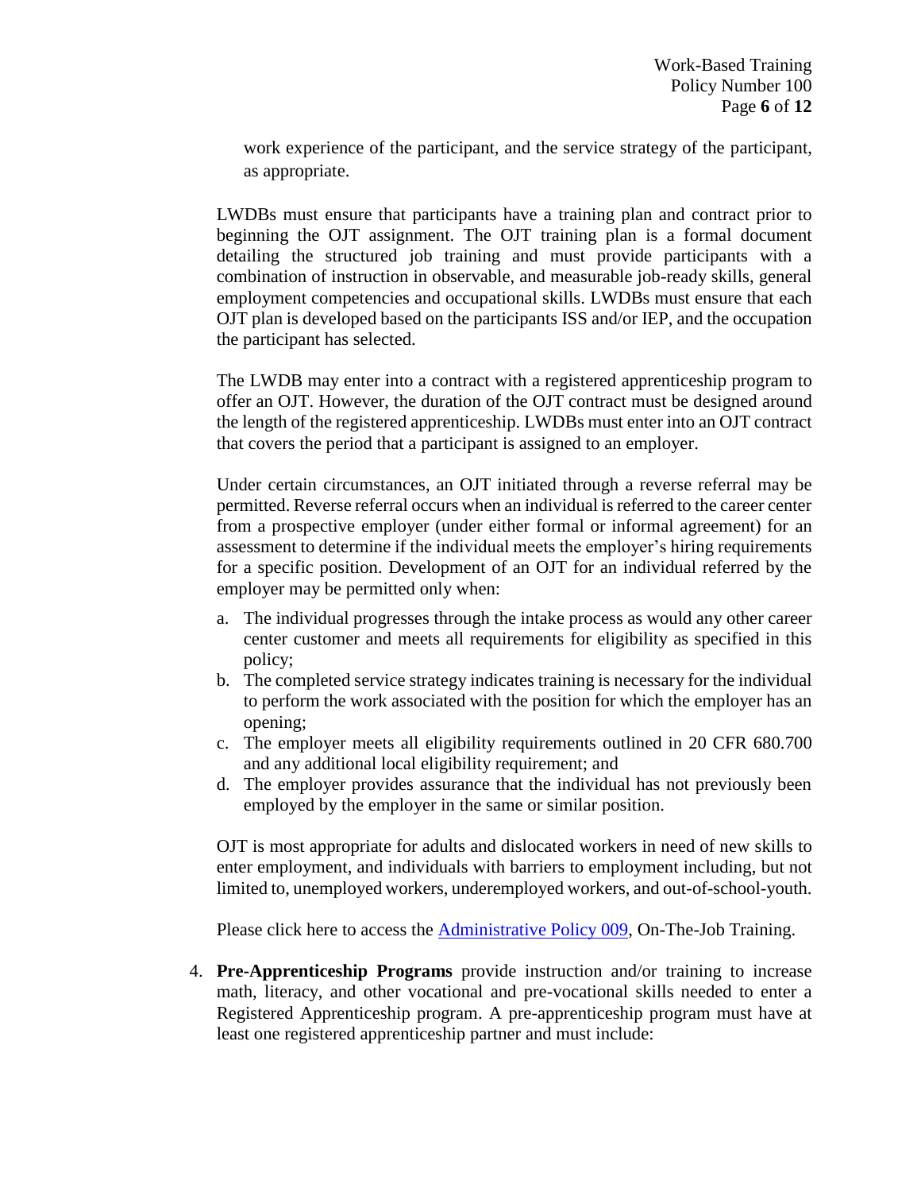work experience of the participant, and the service strategy of the participant, as appropriate.

LWDBs must ensure that participants have a training plan and contract prior to beginning the OJT assignment. The OJT training plan is a formal document detailing the structured job training and must provide participants with a combination of instruction in observable, and measurable job-ready skills, general employment competencies and occupational skills. LWDBs must ensure that each OJT plan is developed based on the participants ISS and/or IEP, and the occupation the participant has selected.

The LWDB may enter into a contract with a registered apprenticeship program to offer an OJT. However, the duration of the OJT contract must be designed around the length of the registered apprenticeship. LWDBs must enter into an OJT contract that covers the period that a participant is assigned to an employer.

Under certain circumstances, an OJT initiated through a reverse referral may be permitted. Reverse referral occurs when an individual is referred to the career center from a prospective employer (under either formal or informal agreement) for an assessment to determine if the individual meets the employer's hiring requirements for a specific position. Development of an OJT for an individual referred by the employer may be permitted only when:

a. The individual progresses through the intake process as would any other career center customer and meets all requirements for eligibility as specified in this policy;
b. The completed service strategy indicates training is necessary for the individual to perform the work associated with the position for which the employer has an opening;
c. The employer meets all eligibility requirements outlined in 20 CFR 680.700 and any additional local eligibility requirement; and
d. The employer provides assurance that the individual has not previously been employed by the employer in the same or similar position.

OJT is most appropriate for adults and dislocated workers in need of new skills to enter employment, and individuals with barriers to employment including, but not limited to, unemployed workers, underemployed workers, and out-of-school-youth.

Please click here to access the Administrative Policy 009, On-The-Job Training.

4. **Pre-Apprenticeship Programs** provide instruction and/or training to increase math, literacy, and other vocational and pre-vocational skills needed to enter a Registered Apprenticeship program. A pre-apprenticeship program must have at least one registered apprenticeship partner and must include: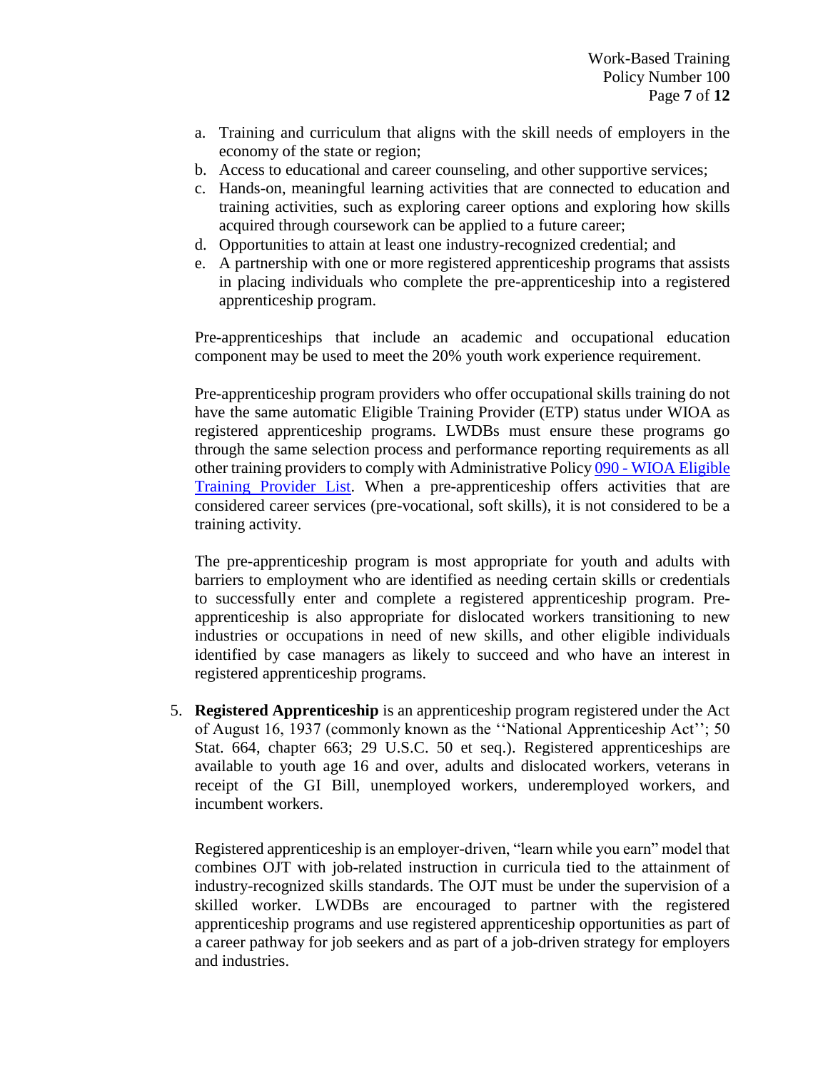a. Training and curriculum that aligns with the skill needs of employers in the economy of the state or region;
b. Access to educational and career counseling, and other supportive services;
c. Hands-on, meaningful learning activities that are connected to education and training activities, such as exploring career options and exploring how skills acquired through coursework can be applied to a future career;
d. Opportunities to attain at least one industry-recognized credential; and
e. A partnership with one or more registered apprenticeship programs that assists in placing individuals who complete the pre-apprenticeship into a registered apprenticeship program.

Pre-apprenticeships that include an academic and occupational education component may be used to meet the 20% youth work experience requirement.

Pre-apprenticeship program providers who offer occupational skills training do not have the same automatic Eligible Training Provider (ETP) status under WIOA as registered apprenticeship programs. LWDBs must ensure these programs go through the same selection process and performance reporting requirements as all other training providers to comply with Administrative Policy 090 - WIOA Eligible Training Provider List. When a pre-apprenticeship offers activities that are considered career services (pre-vocational, soft skills), it is not considered to be a training activity.

The pre-apprenticeship program is most appropriate for youth and adults with barriers to employment who are identified as needing certain skills or credentials to successfully enter and complete a registered apprenticeship program. Pre-apprenticeship is also appropriate for dislocated workers transitioning to new industries or occupations in need of new skills, and other eligible individuals identified by case managers as likely to succeed and who have an interest in registered apprenticeship programs.

5. **Registered Apprenticeship** is an apprenticeship program registered under the Act of August 16, 1937 (commonly known as the ''National Apprenticeship Act''; 50 Stat. 664, chapter 663; 29 U.S.C. 50 et seq.). Registered apprenticeships are available to youth age 16 and over, adults and dislocated workers, veterans in receipt of the GI Bill, unemployed workers, underemployed workers, and incumbent workers.

   Registered apprenticeship is an employer-driven, "learn while you earn" model that combines OJT with job-related instruction in curricula tied to the attainment of industry-recognized skills standards. The OJT must be under the supervision of a skilled worker. LWDBs are encouraged to partner with the registered apprenticeship programs and use registered apprenticeship opportunities as part of a career pathway for job seekers and as part of a job-driven strategy for employers and industries.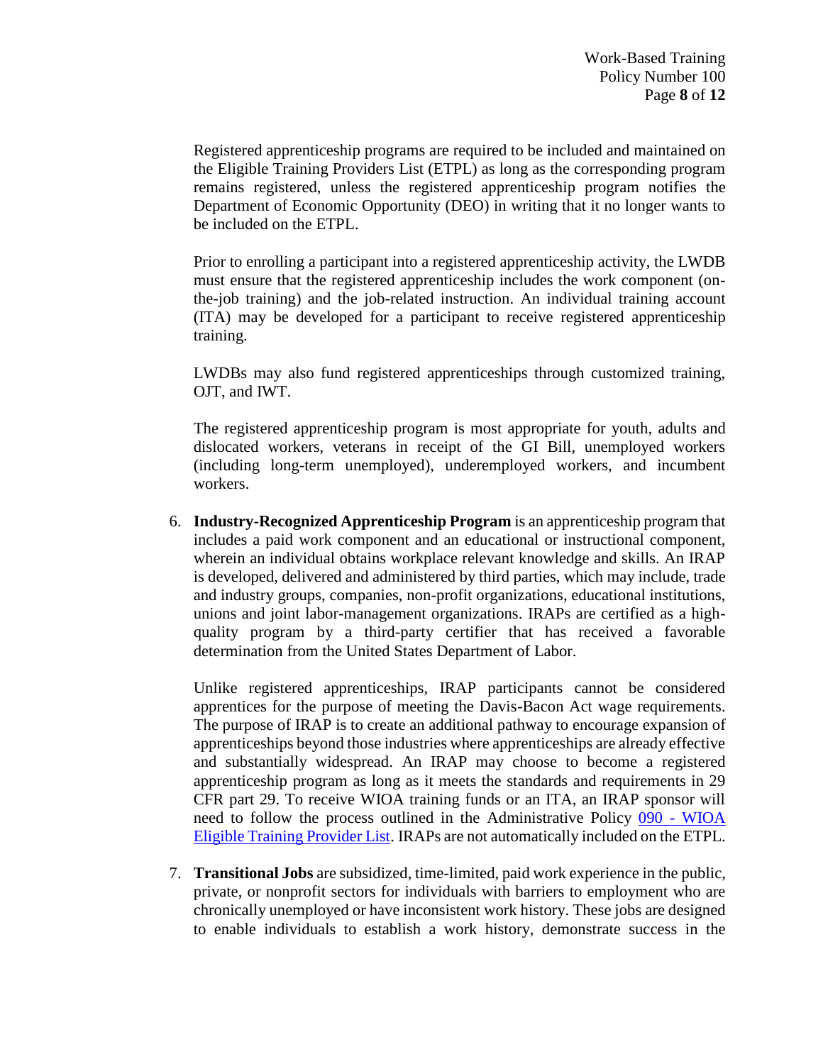Registered apprenticeship programs are required to be included and maintained on the Eligible Training Providers List (ETPL) as long as the corresponding program remains registered, unless the registered apprenticeship program notifies the Department of Economic Opportunity (DEO) in writing that it no longer wants to be included on the ETPL.

Prior to enrolling a participant into a registered apprenticeship activity, the LWDB must ensure that the registered apprenticeship includes the work component (on-the-job training) and the job-related instruction. An individual training account (ITA) may be developed for a participant to receive registered apprenticeship training.

LWDBs may also fund registered apprenticeships through customized training, OJT, and IWT.

The registered apprenticeship program is most appropriate for youth, adults and dislocated workers, veterans in receipt of the GI Bill, unemployed workers (including long-term unemployed), underemployed workers, and incumbent workers.

6. **Industry-Recognized Apprenticeship Program** is an apprenticeship program that includes a paid work component and an educational or instructional component, wherein an individual obtains workplace relevant knowledge and skills. An IRAP is developed, delivered and administered by third parties, which may include, trade and industry groups, companies, non-profit organizations, educational institutions, unions and joint labor-management organizations. IRAPs are certified as a high-quality program by a third-party certifier that has received a favorable determination from the United States Department of Labor.

   Unlike registered apprenticeships, IRAP participants cannot be considered apprentices for the purpose of meeting the Davis-Bacon Act wage requirements. The purpose of IRAP is to create an additional pathway to encourage expansion of apprenticeships beyond those industries where apprenticeships are already effective and substantially widespread. An IRAP may choose to become a registered apprenticeship program as long as it meets the standards and requirements in 29 CFR part 29. To receive WIOA training funds or an ITA, an IRAP sponsor will need to follow the process outlined in the Administrative Policy 090 - WIOA Eligible Training Provider List. IRAPs are not automatically included on the ETPL.

7. **Transitional Jobs** are subsidized, time-limited, paid work experience in the public, private, or nonprofit sectors for individuals with barriers to employment who are chronically unemployed or have inconsistent work history. These jobs are designed to enable individuals to establish a work history, demonstrate success in the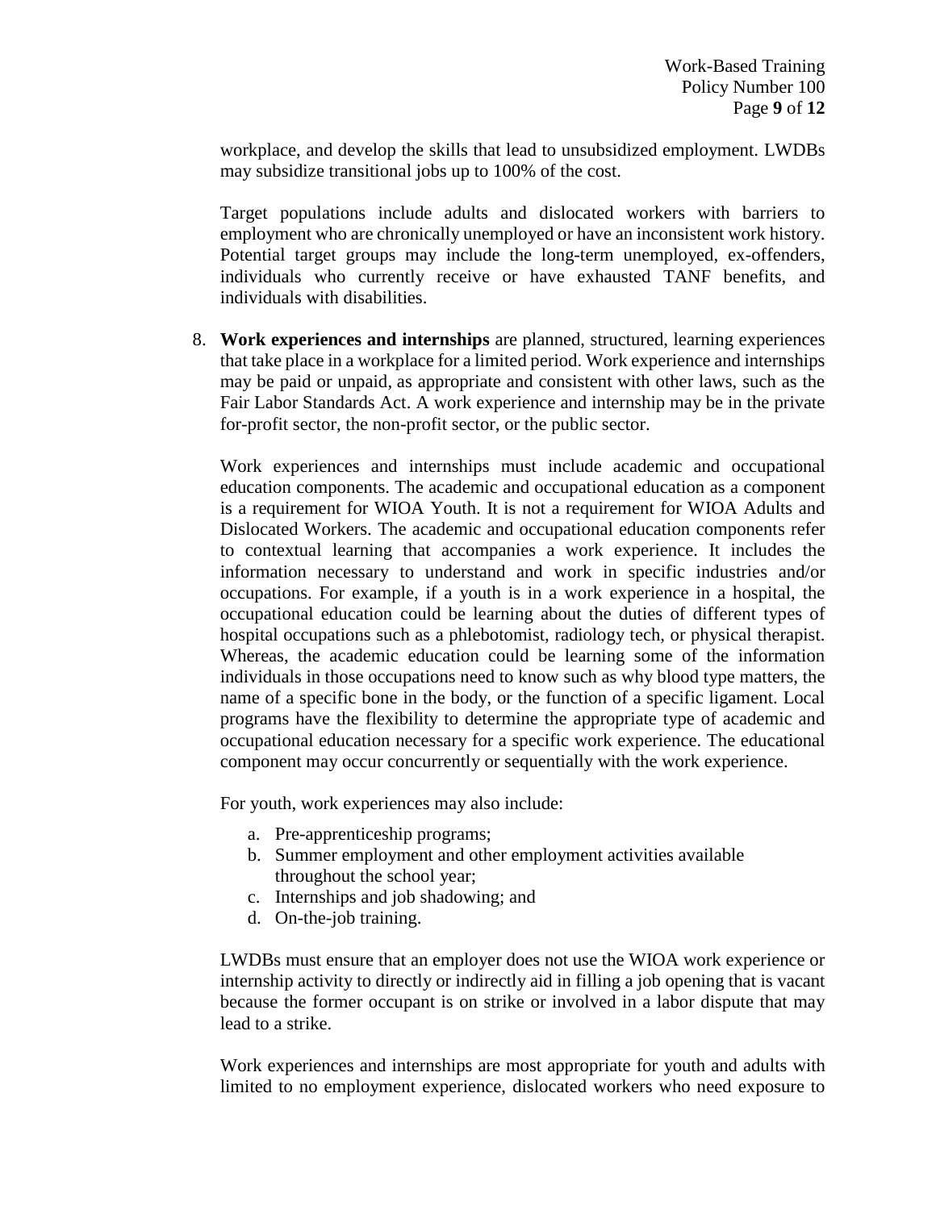workplace, and develop the skills that lead to unsubsidized employment. LWDBs may subsidize transitional jobs up to 100% of the cost.

Target populations include adults and dislocated workers with barriers to employment who are chronically unemployed or have an inconsistent work history. Potential target groups may include the long-term unemployed, ex-offenders, individuals who currently receive or have exhausted TANF benefits, and individuals with disabilities.

8. **Work experiences and internships** are planned, structured, learning experiences that take place in a workplace for a limited period. Work experience and internships may be paid or unpaid, as appropriate and consistent with other laws, such as the Fair Labor Standards Act. A work experience and internship may be in the private for-profit sector, the non-profit sector, or the public sector.

   Work experiences and internships must include academic and occupational education components. The academic and occupational education as a component is a requirement for WIOA Youth. It is not a requirement for WIOA Adults and Dislocated Workers. The academic and occupational education components refer to contextual learning that accompanies a work experience. It includes the information necessary to understand and work in specific industries and/or occupations. For example, if a youth is in a work experience in a hospital, the occupational education could be learning about the duties of different types of hospital occupations such as a phlebotomist, radiology tech, or physical therapist. Whereas, the academic education could be learning some of the information individuals in those occupations need to know such as why blood type matters, the name of a specific bone in the body, or the function of a specific ligament. Local programs have the flexibility to determine the appropriate type of academic and occupational education necessary for a specific work experience. The educational component may occur concurrently or sequentially with the work experience.

   For youth, work experiences may also include:

   a. Pre-apprenticeship programs;
   b. Summer employment and other employment activities available throughout the school year;
   c. Internships and job shadowing; and
   d. On-the-job training.

   LWDBs must ensure that an employer does not use the WIOA work experience or internship activity to directly or indirectly aid in filling a job opening that is vacant because the former occupant is on strike or involved in a labor dispute that may lead to a strike.

   Work experiences and internships are most appropriate for youth and adults with limited to no employment experience, dislocated workers who need exposure to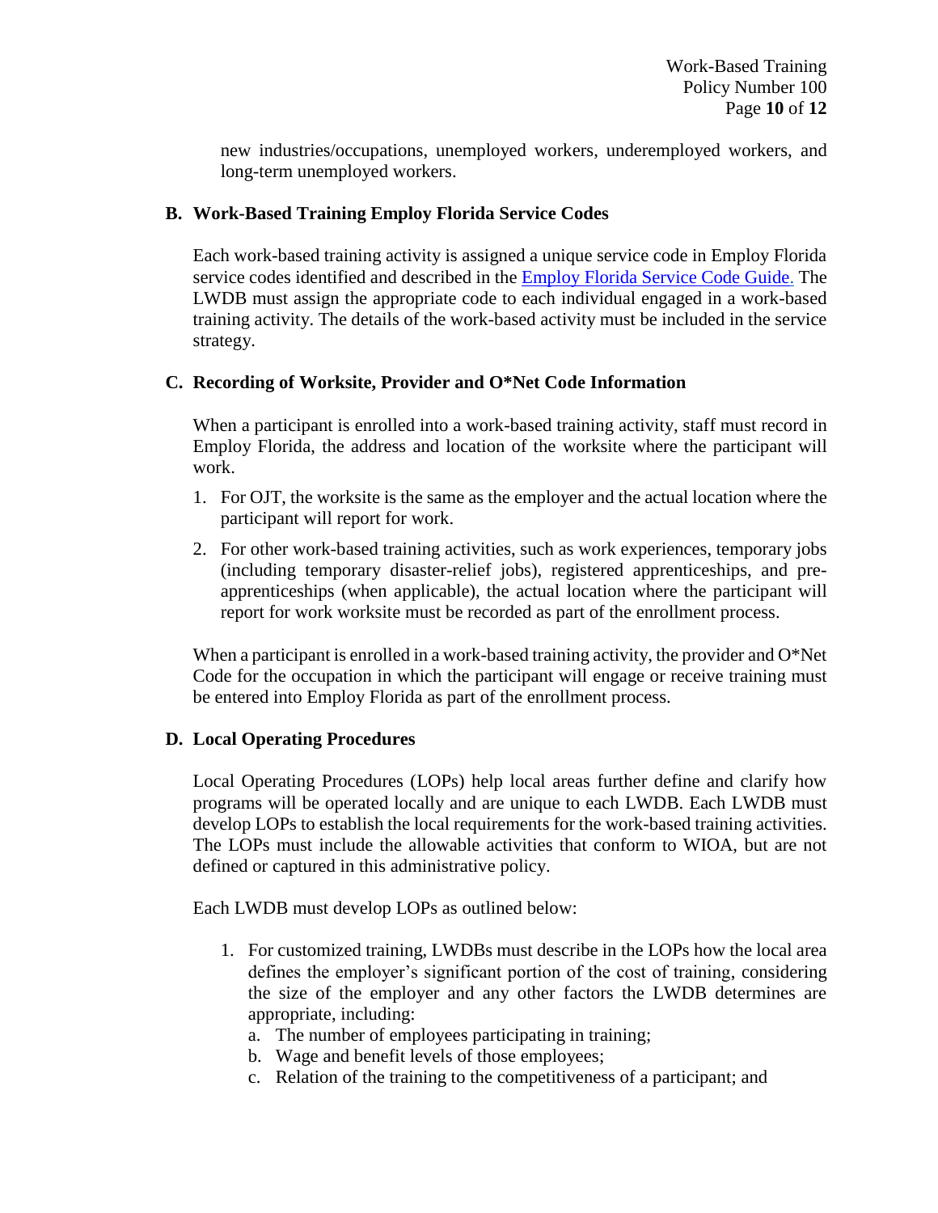new industries/occupations, unemployed workers, underemployed workers, and long-term unemployed workers.

### B. Work-Based Training Employ Florida Service Codes

Each work-based training activity is assigned a unique service code in Employ Florida service codes identified and described in the [Employ Florida Service Code Guide.](#) The LWDB must assign the appropriate code to each individual engaged in a work-based training activity. The details of the work-based activity must be included in the service strategy.

### C. Recording of Worksite, Provider and O*Net Code Information

When a participant is enrolled into a work-based training activity, staff must record in Employ Florida, the address and location of the worksite where the participant will work.

1. For OJT, the worksite is the same as the employer and the actual location where the participant will report for work.
2. For other work-based training activities, such as work experiences, temporary jobs (including temporary disaster-relief jobs), registered apprenticeships, and pre-apprenticeships (when applicable), the actual location where the participant will report for work worksite must be recorded as part of the enrollment process.

When a participant is enrolled in a work-based training activity, the provider and O*Net Code for the occupation in which the participant will engage or receive training must be entered into Employ Florida as part of the enrollment process.

### D. Local Operating Procedures

Local Operating Procedures (LOPs) help local areas further define and clarify how programs will be operated locally and are unique to each LWDB. Each LWDB must develop LOPs to establish the local requirements for the work-based training activities. The LOPs must include the allowable activities that conform to WIOA, but are not defined or captured in this administrative policy.

Each LWDB must develop LOPs as outlined below:

1. For customized training, LWDBs must describe in the LOPs how the local area defines the employer's significant portion of the cost of training, considering the size of the employer and any other factors the LWDB determines are appropriate, including:
   a. The number of employees participating in training;
   b. Wage and benefit levels of those employees;
   c. Relation of the training to the competitiveness of a participant; and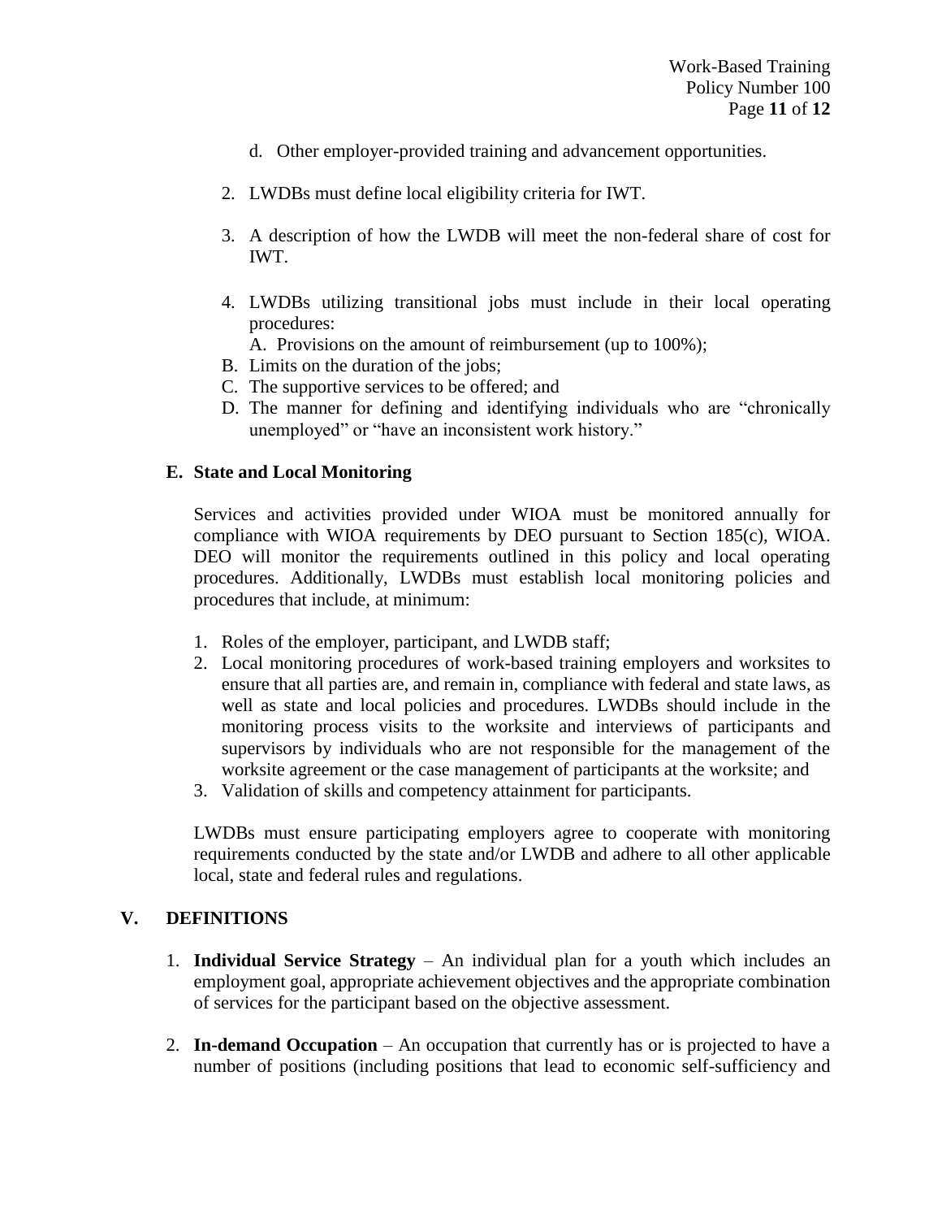d. Other employer-provided training and advancement opportunities.

2. LWDBs must define local eligibility criteria for IWT.

3. A description of how the LWDB will meet the non-federal share of cost for IWT.

4. LWDBs utilizing transitional jobs must include in their local operating procedures:
   A. Provisions on the amount of reimbursement (up to 100%);
   B. Limits on the duration of the jobs;
   C. The supportive services to be offered; and
   D. The manner for defining and identifying individuals who are "chronically unemployed" or "have an inconsistent work history."

### E. State and Local Monitoring

Services and activities provided under WIOA must be monitored annually for compliance with WIOA requirements by DEO pursuant to Section 185(c), WIOA. DEO will monitor the requirements outlined in this policy and local operating procedures. Additionally, LWDBs must establish local monitoring policies and procedures that include, at minimum:

1. Roles of the employer, participant, and LWDB staff;
2. Local monitoring procedures of work-based training employers and worksites to ensure that all parties are, and remain in, compliance with federal and state laws, as well as state and local policies and procedures. LWDBs should include in the monitoring process visits to the worksite and interviews of participants and supervisors by individuals who are not responsible for the management of the worksite agreement or the case management of participants at the worksite; and
3. Validation of skills and competency attainment for participants.

LWDBs must ensure participating employers agree to cooperate with monitoring requirements conducted by the state and/or LWDB and adhere to all other applicable local, state and federal rules and regulations.

## V. DEFINITIONS

1. **Individual Service Strategy** – An individual plan for a youth which includes an employment goal, appropriate achievement objectives and the appropriate combination of services for the participant based on the objective assessment.

2. **In-demand Occupation** – An occupation that currently has or is projected to have a number of positions (including positions that lead to economic self-sufficiency and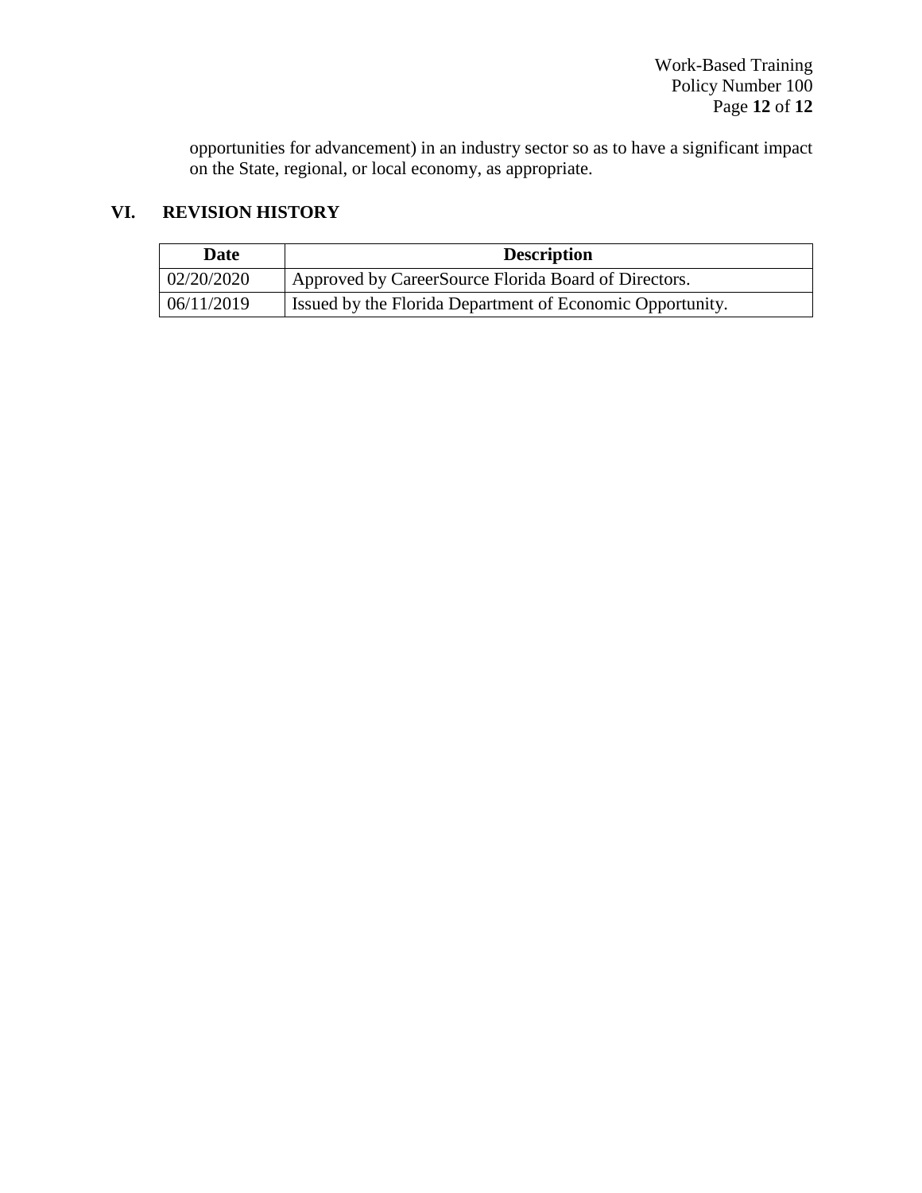opportunities for advancement) in an industry sector so as to have a significant impact on the State, regional, or local economy, as appropriate.

## VI. REVISION HISTORY

| Date | Description |
|---|---|
| 02/20/2020 | Approved by CareerSource Florida Board of Directors. |
| 06/11/2019 | Issued by the Florida Department of Economic Opportunity. |